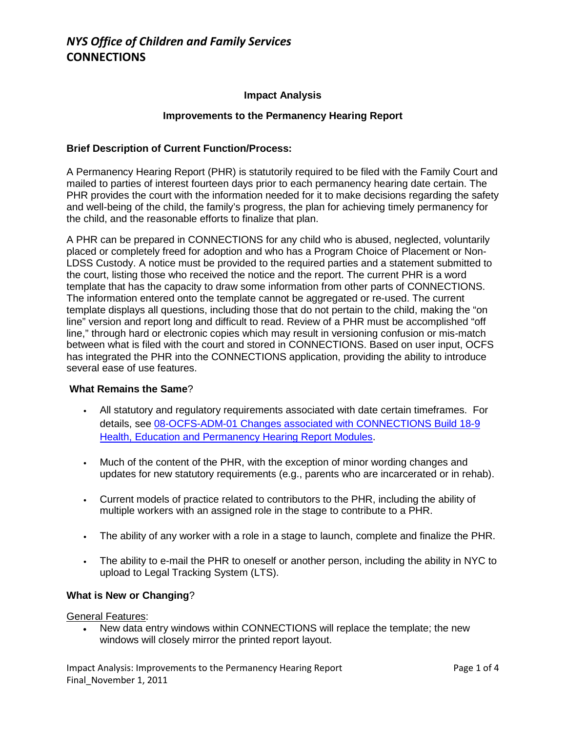# *NYS Office of Children and Family Services*
# CONNECTIONS

**Impact Analysis**

**Improvements to the Permanency Hearing Report**

**Brief Description of Current Function/Process:**

A Permanency Hearing Report (PHR) is statutorily required to be filed with the Family Court and mailed to parties of interest fourteen days prior to each permanency hearing date certain. The PHR provides the court with the information needed for it to make decisions regarding the safety and well-being of the child, the family's progress, the plan for achieving timely permanency for the child, and the reasonable efforts to finalize that plan.

A PHR can be prepared in CONNECTIONS for any child who is abused, neglected, voluntarily placed or completely freed for adoption and who has a Program Choice of Placement or Non-LDSS Custody. A notice must be provided to the required parties and a statement submitted to the court, listing those who received the notice and the report. The current PHR is a word template that has the capacity to draw some information from other parts of CONNECTIONS. The information entered onto the template cannot be aggregated or re-used. The current template displays all questions, including those that do not pertain to the child, making the "on line" version and report long and difficult to read. Review of a PHR must be accomplished "off line," through hard or electronic copies which may result in versioning confusion or mis-match between what is filed with the court and stored in CONNECTIONS. Based on user input, OCFS has integrated the PHR into the CONNECTIONS application, providing the ability to introduce several ease of use features.

**What Remains the Same**?

- All statutory and regulatory requirements associated with date certain timeframes. For details, see [08-OCFS-ADM-01 Changes associated with CONNECTIONS Build 18-9 Health, Education and Permanency Hearing Report Modules]().
- Much of the content of the PHR, with the exception of minor wording changes and updates for new statutory requirements (e.g., parents who are incarcerated or in rehab).
- Current models of practice related to contributors to the PHR, including the ability of multiple workers with an assigned role in the stage to contribute to a PHR.
- The ability of any worker with a role in a stage to launch, complete and finalize the PHR.
- The ability to e-mail the PHR to oneself or another person, including the ability in NYC to upload to Legal Tracking System (LTS).

**What is New or Changing**?

General Features:

- New data entry windows within CONNECTIONS will replace the template; the new windows will closely mirror the printed report layout.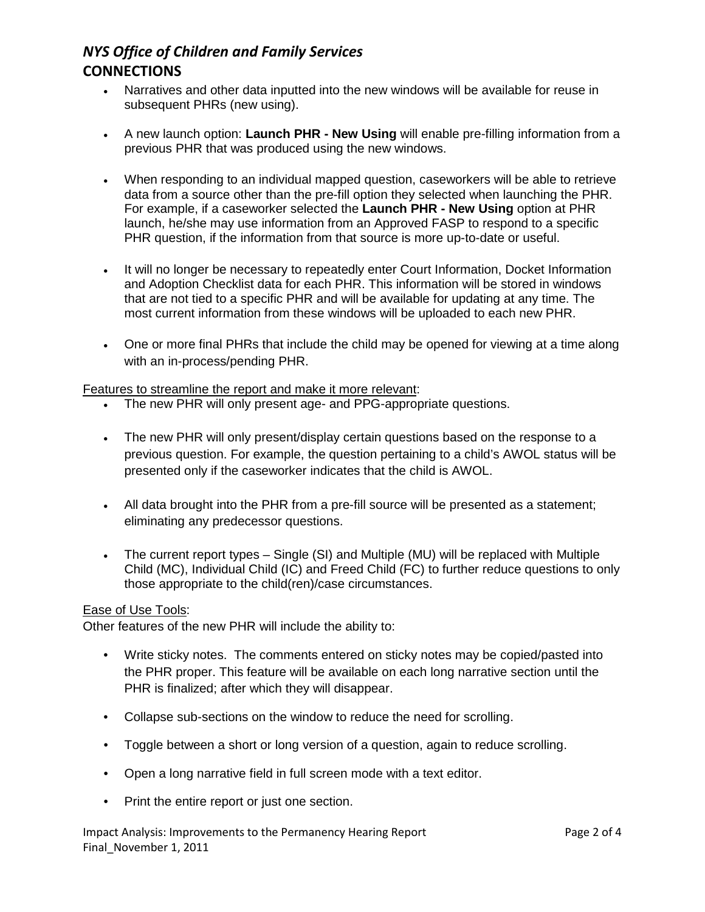- Narratives and other data inputted into the new windows will be available for reuse in subsequent PHRs (new using).
- A new launch option: **Launch PHR - New Using** will enable pre-filling information from a previous PHR that was produced using the new windows.
- When responding to an individual mapped question, caseworkers will be able to retrieve data from a source other than the pre-fill option they selected when launching the PHR. For example, if a caseworker selected the **Launch PHR - New Using** option at PHR launch, he/she may use information from an Approved FASP to respond to a specific PHR question, if the information from that source is more up-to-date or useful.
- It will no longer be necessary to repeatedly enter Court Information, Docket Information and Adoption Checklist data for each PHR. This information will be stored in windows that are not tied to a specific PHR and will be available for updating at any time. The most current information from these windows will be uploaded to each new PHR.
- One or more final PHRs that include the child may be opened for viewing at a time along with an in-process/pending PHR.

Features to streamline the report and make it more relevant:

- The new PHR will only present age- and PPG-appropriate questions.
- The new PHR will only present/display certain questions based on the response to a previous question. For example, the question pertaining to a child's AWOL status will be presented only if the caseworker indicates that the child is AWOL.
- All data brought into the PHR from a pre-fill source will be presented as a statement; eliminating any predecessor questions.
- The current report types – Single (SI) and Multiple (MU) will be replaced with Multiple Child (MC), Individual Child (IC) and Freed Child (FC) to further reduce questions to only those appropriate to the child(ren)/case circumstances.

Ease of Use Tools:

Other features of the new PHR will include the ability to:

- Write sticky notes. The comments entered on sticky notes may be copied/pasted into the PHR proper. This feature will be available on each long narrative section until the PHR is finalized; after which they will disappear.
- Collapse sub-sections on the window to reduce the need for scrolling.
- Toggle between a short or long version of a question, again to reduce scrolling.
- Open a long narrative field in full screen mode with a text editor.
- Print the entire report or just one section.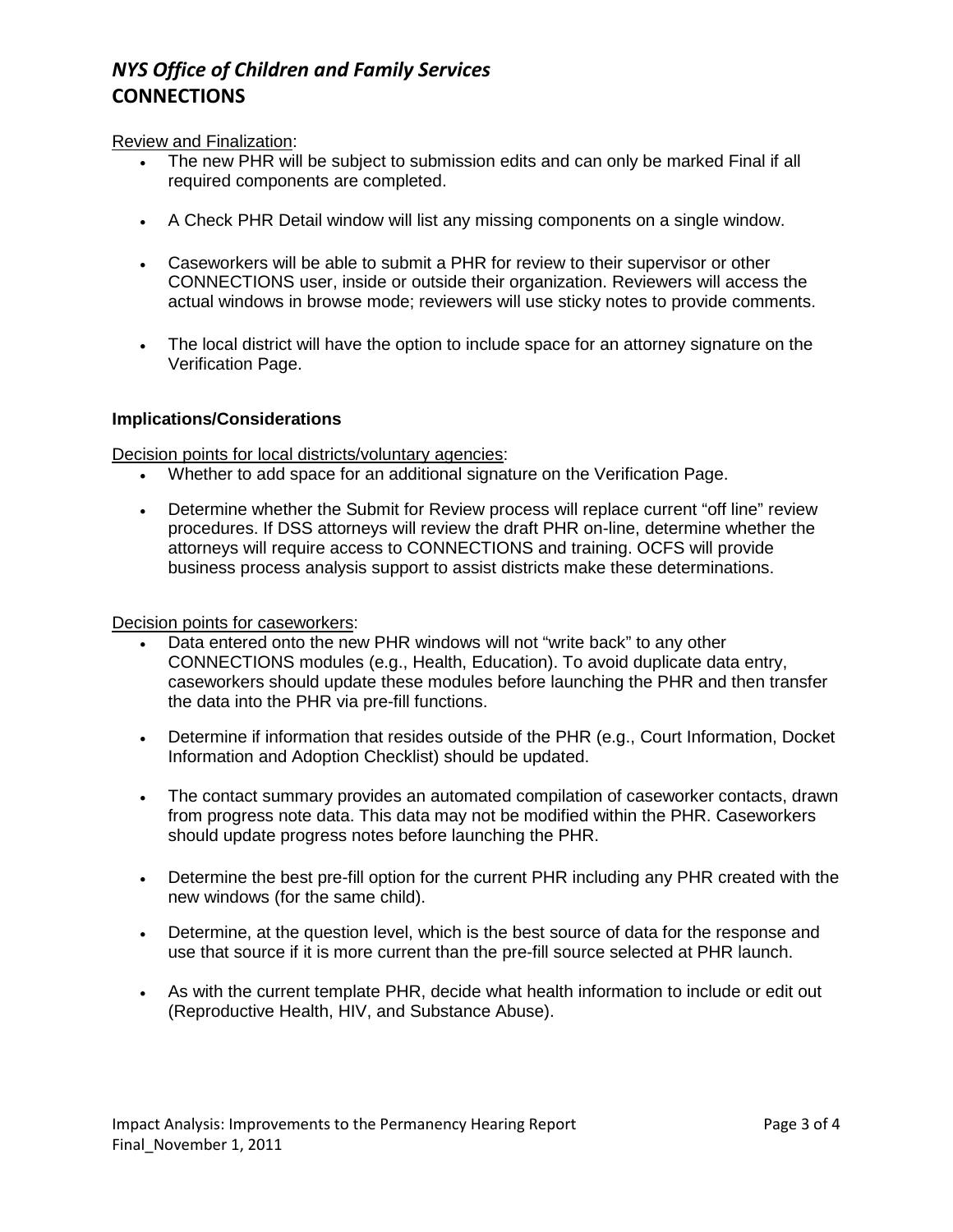Review and Finalization:

- The new PHR will be subject to submission edits and can only be marked Final if all required components are completed.
- A Check PHR Detail window will list any missing components on a single window.
- Caseworkers will be able to submit a PHR for review to their supervisor or other CONNECTIONS user, inside or outside their organization. Reviewers will access the actual windows in browse mode; reviewers will use sticky notes to provide comments.
- The local district will have the option to include space for an attorney signature on the Verification Page.

**Implications/Considerations**

Decision points for local districts/voluntary agencies:

- Whether to add space for an additional signature on the Verification Page.
- Determine whether the Submit for Review process will replace current "off line" review procedures. If DSS attorneys will review the draft PHR on-line, determine whether the attorneys will require access to CONNECTIONS and training. OCFS will provide business process analysis support to assist districts make these determinations.

Decision points for caseworkers:

- Data entered onto the new PHR windows will not "write back" to any other CONNECTIONS modules (e.g., Health, Education). To avoid duplicate data entry, caseworkers should update these modules before launching the PHR and then transfer the data into the PHR via pre-fill functions.
- Determine if information that resides outside of the PHR (e.g., Court Information, Docket Information and Adoption Checklist) should be updated.
- The contact summary provides an automated compilation of caseworker contacts, drawn from progress note data. This data may not be modified within the PHR. Caseworkers should update progress notes before launching the PHR.
- Determine the best pre-fill option for the current PHR including any PHR created with the new windows (for the same child).
- Determine, at the question level, which is the best source of data for the response and use that source if it is more current than the pre-fill source selected at PHR launch.
- As with the current template PHR, decide what health information to include or edit out (Reproductive Health, HIV, and Substance Abuse).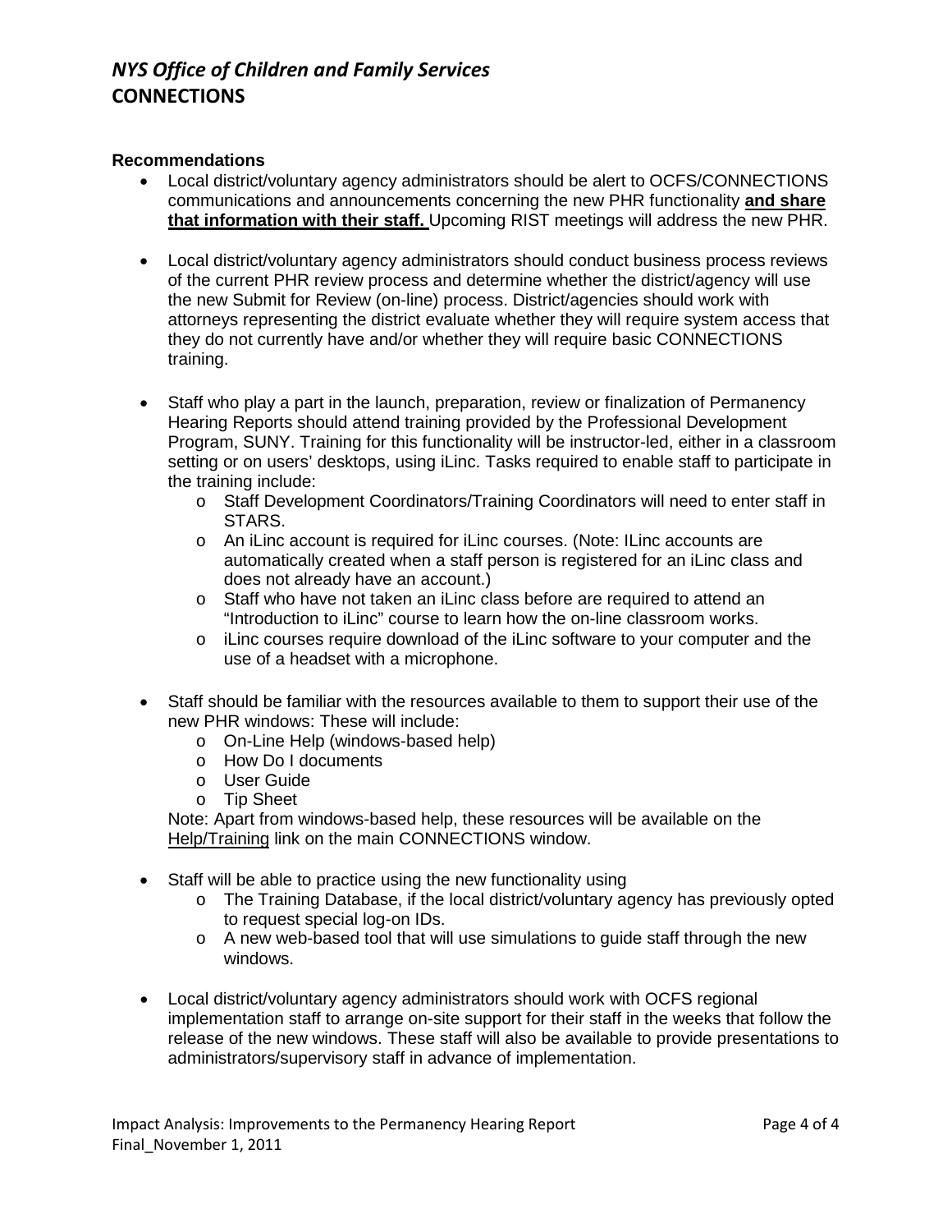**Recommendations**

- Local district/voluntary agency administrators should be alert to OCFS/CONNECTIONS communications and announcements concerning the new PHR functionality **and share that information with their staff.** Upcoming RIST meetings will address the new PHR.

- Local district/voluntary agency administrators should conduct business process reviews of the current PHR review process and determine whether the district/agency will use the new Submit for Review (on-line) process. District/agencies should work with attorneys representing the district evaluate whether they will require system access that they do not currently have and/or whether they will require basic CONNECTIONS training.

- Staff who play a part in the launch, preparation, review or finalization of Permanency Hearing Reports should attend training provided by the Professional Development Program, SUNY. Training for this functionality will be instructor-led, either in a classroom setting or on users' desktops, using iLinc. Tasks required to enable staff to participate in the training include:
  - Staff Development Coordinators/Training Coordinators will need to enter staff in STARS.
  - An iLinc account is required for iLinc courses. (Note: ILinc accounts are automatically created when a staff person is registered for an iLinc class and does not already have an account.)
  - Staff who have not taken an iLinc class before are required to attend an "Introduction to iLinc" course to learn how the on-line classroom works.
  - iLinc courses require download of the iLinc software to your computer and the use of a headset with a microphone.

- Staff should be familiar with the resources available to them to support their use of the new PHR windows: These will include:
  - On-Line Help (windows-based help)
  - How Do I documents
  - User Guide
  - Tip Sheet

  Note: Apart from windows-based help, these resources will be available on the Help/Training link on the main CONNECTIONS window.

- Staff will be able to practice using the new functionality using
  - The Training Database, if the local district/voluntary agency has previously opted to request special log-on IDs.
  - A new web-based tool that will use simulations to guide staff through the new windows.

- Local district/voluntary agency administrators should work with OCFS regional implementation staff to arrange on-site support for their staff in the weeks that follow the release of the new windows. These staff will also be available to provide presentations to administrators/supervisory staff in advance of implementation.